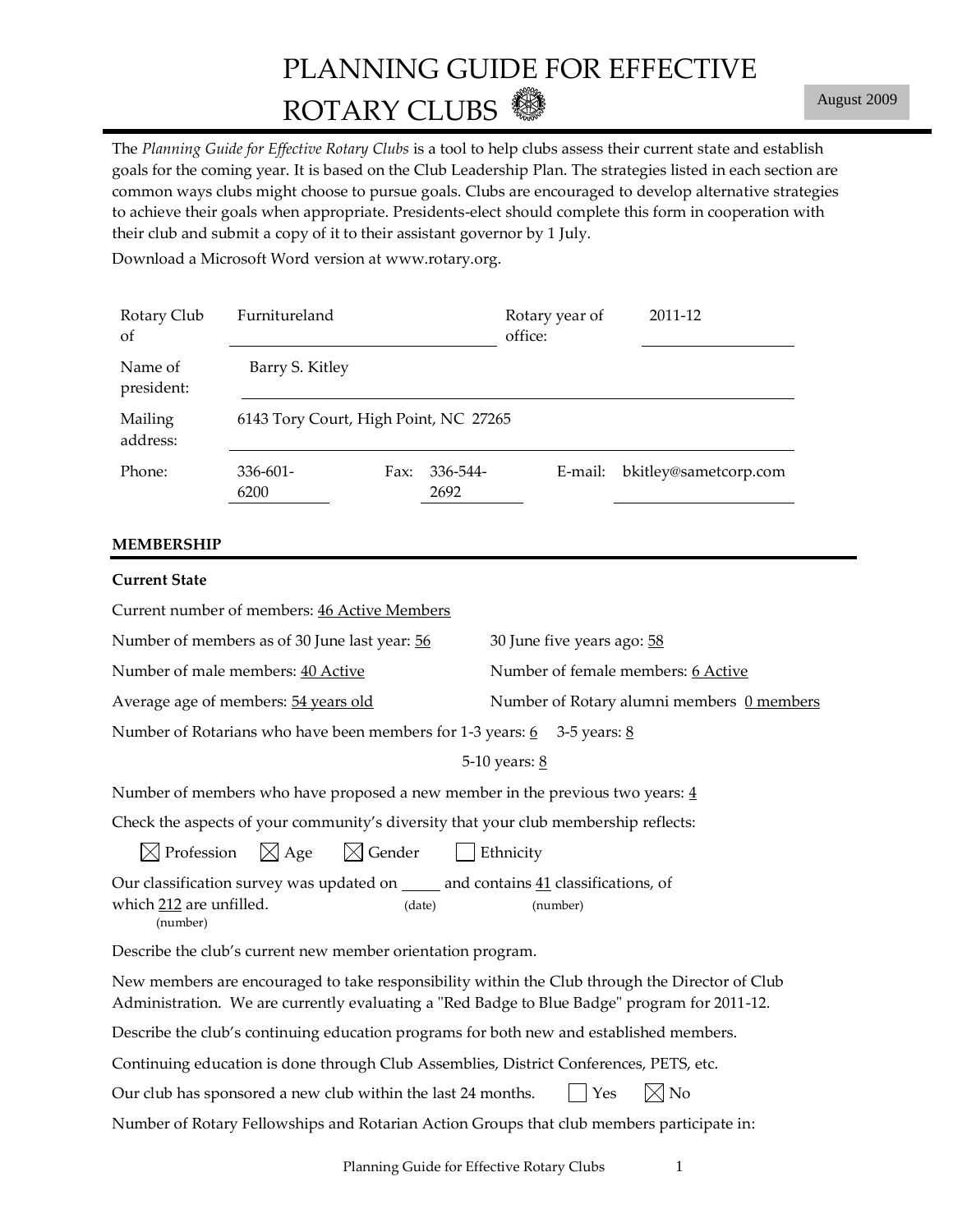# PLANNING GUIDE FOR EFFECTIVE ROTARY CLUBS

August 2009

The *Planning Guide for Effective Rotary Clubs* is a tool to help clubs assess their current state and establish goals for the coming year. It is based on the Club Leadership Plan. The strategies listed in each section are common ways clubs might choose to pursue goals. Clubs are encouraged to develop alternative strategies to achieve their goals when appropriate. Presidents-elect should complete this form in cooperation with their club and submit a copy of it to their assistant governor by 1 July.

Download a Microsoft Word version at www.rotary.org.

| | | | | | |
|---|---|---|---|---|---|
| Rotary Club of | Furnitureland | | Rotary year of office: | 2011-12 | |
| Name of president: | Barry S. Kitley | | | | |
| Mailing address: | 6143 Tory Court, High Point, NC 27265 | | | | |
| Phone: | 336-601-6200 | Fax: 336-544-2692 | | E-mail: | bkitley@sametcorp.com |

## MEMBERSHIP

### Current State

Current number of members: 46 Active Members

Number of members as of 30 June last year: 56 30 June five years ago: 58

Number of male members: 40 Active Number of female members: 6 Active

Average age of members: 54 years old Number of Rotary alumni members 0 members

Number of Rotarians who have been members for 1-3 years: 6 3-5 years: 8 5-10 years: 8

Number of members who have proposed a new member in the previous two years: 4

Check the aspects of your community's diversity that your club membership reflects:

☒ Profession ☒ Age ☒ Gender ☐ Ethnicity

Our classification survey was updated on _____ (date) and contains 41 (number) classifications, of which 212 (number) are unfilled.

Describe the club's current new member orientation program.

New members are encouraged to take responsibility within the Club through the Director of Club Administration. We are currently evaluating a "Red Badge to Blue Badge" program for 2011-12.

Describe the club's continuing education programs for both new and established members.

Continuing education is done through Club Assemblies, District Conferences, PETS, etc.

Our club has sponsored a new club within the last 24 months. ☐ Yes ☒ No

Number of Rotary Fellowships and Rotarian Action Groups that club members participate in: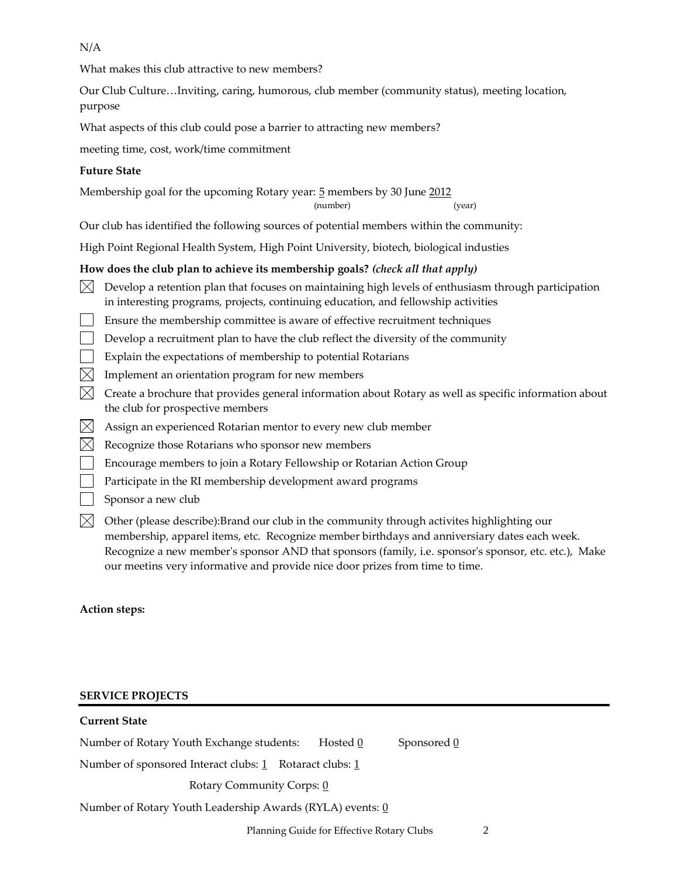N/A

What makes this club attractive to new members?

Our Club Culture…Inviting, caring, humorous, club member (community status), meeting location, purpose

What aspects of this club could pose a barrier to attracting new members?

meeting time, cost, work/time commitment

**Future State**

Membership goal for the upcoming Rotary year: 5 members by 30 June 2012
(number) (year)

Our club has identified the following sources of potential members within the community:

High Point Regional Health System, High Point University, biotech, biological industies

**How does the club plan to achieve its membership goals?** ***(check all that apply)***

- [x] Develop a retention plan that focuses on maintaining high levels of enthusiasm through participation in interesting programs, projects, continuing education, and fellowship activities
- [ ] Ensure the membership committee is aware of effective recruitment techniques
- [ ] Develop a recruitment plan to have the club reflect the diversity of the community
- [ ] Explain the expectations of membership to potential Rotarians
- [x] Implement an orientation program for new members
- [x] Create a brochure that provides general information about Rotary as well as specific information about the club for prospective members
- [x] Assign an experienced Rotarian mentor to every new club member
- [x] Recognize those Rotarians who sponsor new members
- [ ] Encourage members to join a Rotary Fellowship or Rotarian Action Group
- [ ] Participate in the RI membership development award programs
- [ ] Sponsor a new club
- [x] Other (please describe):Brand our club in the community through activites highlighting our membership, apparel items, etc. Recognize member birthdays and anniversiary dates each week. Recognize a new member's sponsor AND that sponsors (family, i.e. sponsor's sponsor, etc. etc.), Make our meetins very informative and provide nice door prizes from time to time.

**Action steps:**

## SERVICE PROJECTS

**Current State**

Number of Rotary Youth Exchange students: Hosted 0 Sponsored 0

Number of sponsored Interact clubs: 1 Rotaract clubs: 1

Rotary Community Corps: 0

Number of Rotary Youth Leadership Awards (RYLA) events: 0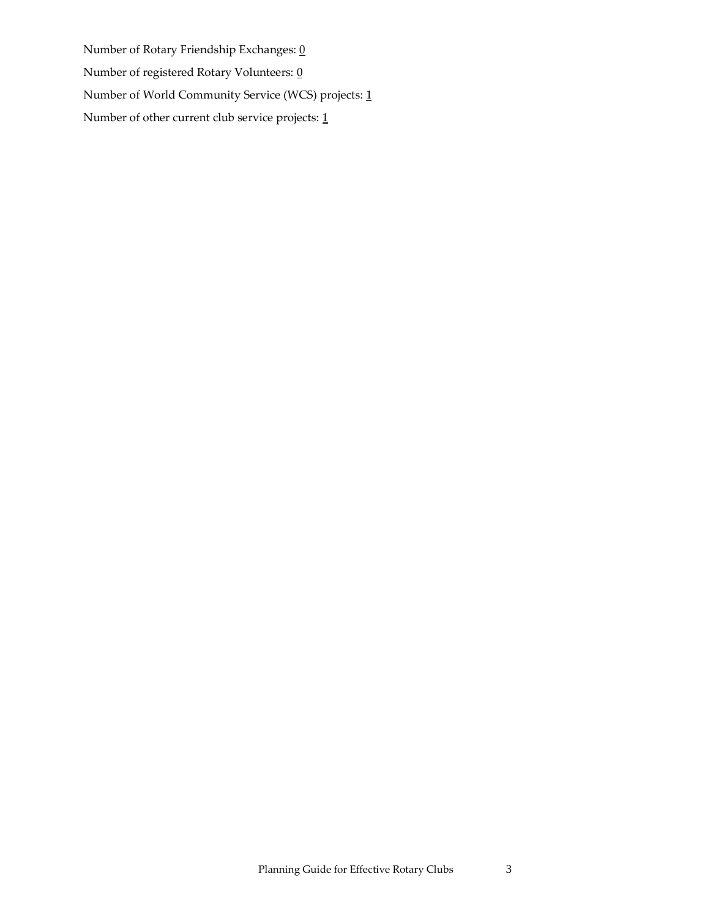Number of Rotary Friendship Exchanges: 0

Number of registered Rotary Volunteers: 0

Number of World Community Service (WCS) projects: 1

Number of other current club service projects: 1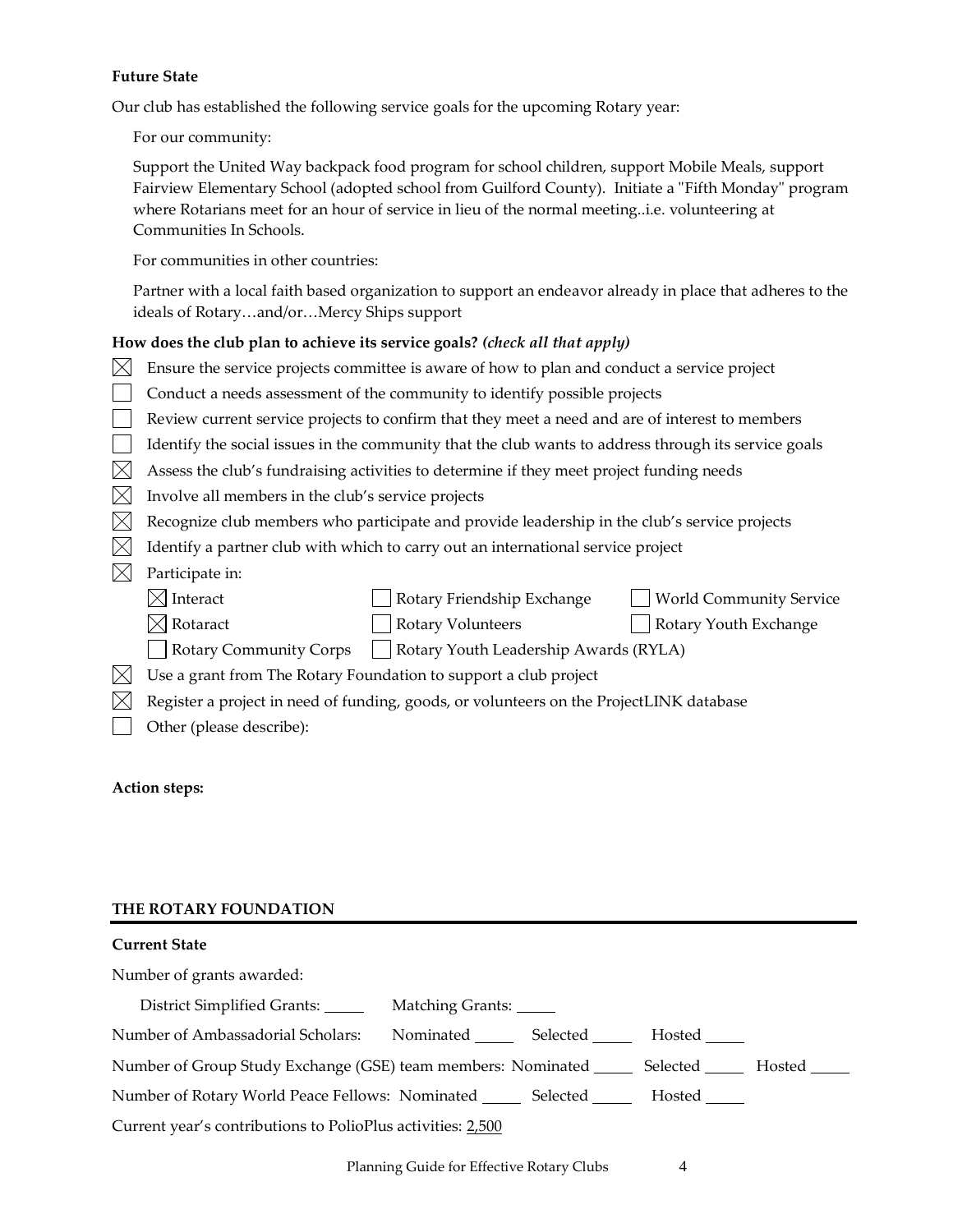**Future State**

Our club has established the following service goals for the upcoming Rotary year:

For our community:

Support the United Way backpack food program for school children, support Mobile Meals, support Fairview Elementary School (adopted school from Guilford County). Initiate a "Fifth Monday" program where Rotarians meet for an hour of service in lieu of the normal meeting..i.e. volunteering at Communities In Schools.

For communities in other countries:

Partner with a local faith based organization to support an endeavor already in place that adheres to the ideals of Rotary…and/or…Mercy Ships support

**How does the club plan to achieve its service goals?** ***(check all that apply)***

- [x] Ensure the service projects committee is aware of how to plan and conduct a service project
- [ ] Conduct a needs assessment of the community to identify possible projects
- [ ] Review current service projects to confirm that they meet a need and are of interest to members
- [ ] Identify the social issues in the community that the club wants to address through its service goals
- [x] Assess the club's fundraising activities to determine if they meet project funding needs
- [x] Involve all members in the club's service projects
- [x] Recognize club members who participate and provide leadership in the club's service projects
- [x] Identify a partner club with which to carry out an international service project
- [x] Participate in:
  - [x] Interact
  - [ ] Rotary Friendship Exchange
  - [ ] World Community Service
  - [x] Rotaract
  - [ ] Rotary Volunteers
  - [ ] Rotary Youth Exchange
  - [ ] Rotary Community Corps
  - [ ] Rotary Youth Leadership Awards (RYLA)
- [x] Use a grant from The Rotary Foundation to support a club project
- [x] Register a project in need of funding, goods, or volunteers on the ProjectLINK database
- [ ] Other (please describe):

**Action steps:**

## THE ROTARY FOUNDATION

**Current State**

Number of grants awarded:

District Simplified Grants: _____ Matching Grants: _____

Number of Ambassadorial Scholars: Nominated _____ Selected _____ Hosted _____

Number of Group Study Exchange (GSE) team members: Nominated _____ Selected _____ Hosted _____

Number of Rotary World Peace Fellows: Nominated _____ Selected _____ Hosted _____

Current year's contributions to PolioPlus activities: 2,500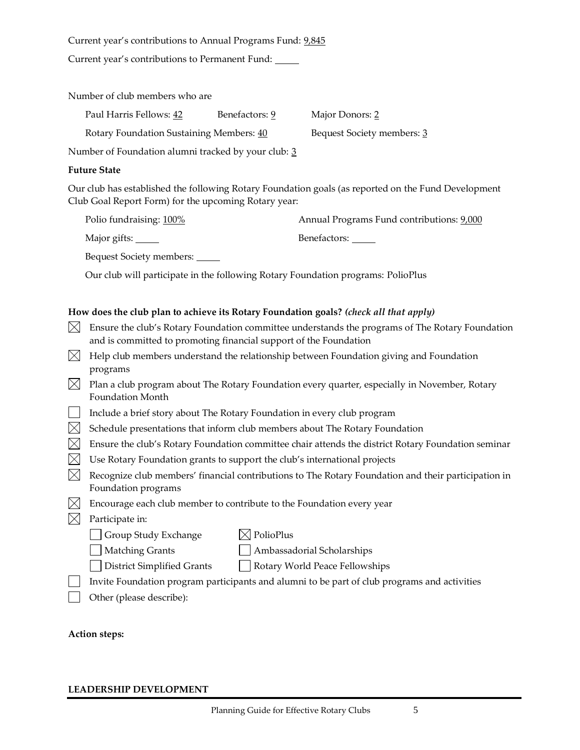Current year's contributions to Annual Programs Fund: 9,845

Current year's contributions to Permanent Fund: _____

Number of club members who are

Paul Harris Fellows: 42 Benefactors: 9 Major Donors: 2

Rotary Foundation Sustaining Members: 40 Bequest Society members: 3

Number of Foundation alumni tracked by your club: 3

**Future State**

Our club has established the following Rotary Foundation goals (as reported on the Fund Development Club Goal Report Form) for the upcoming Rotary year:

Polio fundraising: 100% Annual Programs Fund contributions: 9,000

Major gifts: _____ Benefactors: _____

Bequest Society members: _____

Our club will participate in the following Rotary Foundation programs: PolioPlus

**How does the club plan to achieve its Rotary Foundation goals?** ***(check all that apply)***

- [x] Ensure the club's Rotary Foundation committee understands the programs of The Rotary Foundation and is committed to promoting financial support of the Foundation
- [x] Help club members understand the relationship between Foundation giving and Foundation programs
- [x] Plan a club program about The Rotary Foundation every quarter, especially in November, Rotary Foundation Month
- [ ] Include a brief story about The Rotary Foundation in every club program
- [x] Schedule presentations that inform club members about The Rotary Foundation
- [x] Ensure the club's Rotary Foundation committee chair attends the district Rotary Foundation seminar
- [x] Use Rotary Foundation grants to support the club's international projects
- [x] Recognize club members' financial contributions to The Rotary Foundation and their participation in Foundation programs
- [x] Encourage each club member to contribute to the Foundation every year
- [x] Participate in:
  - [ ] Group Study Exchange
  - [x] PolioPlus
  - [ ] Matching Grants
  - [ ] Ambassadorial Scholarships
  - [ ] District Simplified Grants
  - [ ] Rotary World Peace Fellowships
- [ ] Invite Foundation program participants and alumni to be part of club programs and activities
- [ ] Other (please describe):

**Action steps:**

**LEADERSHIP DEVELOPMENT**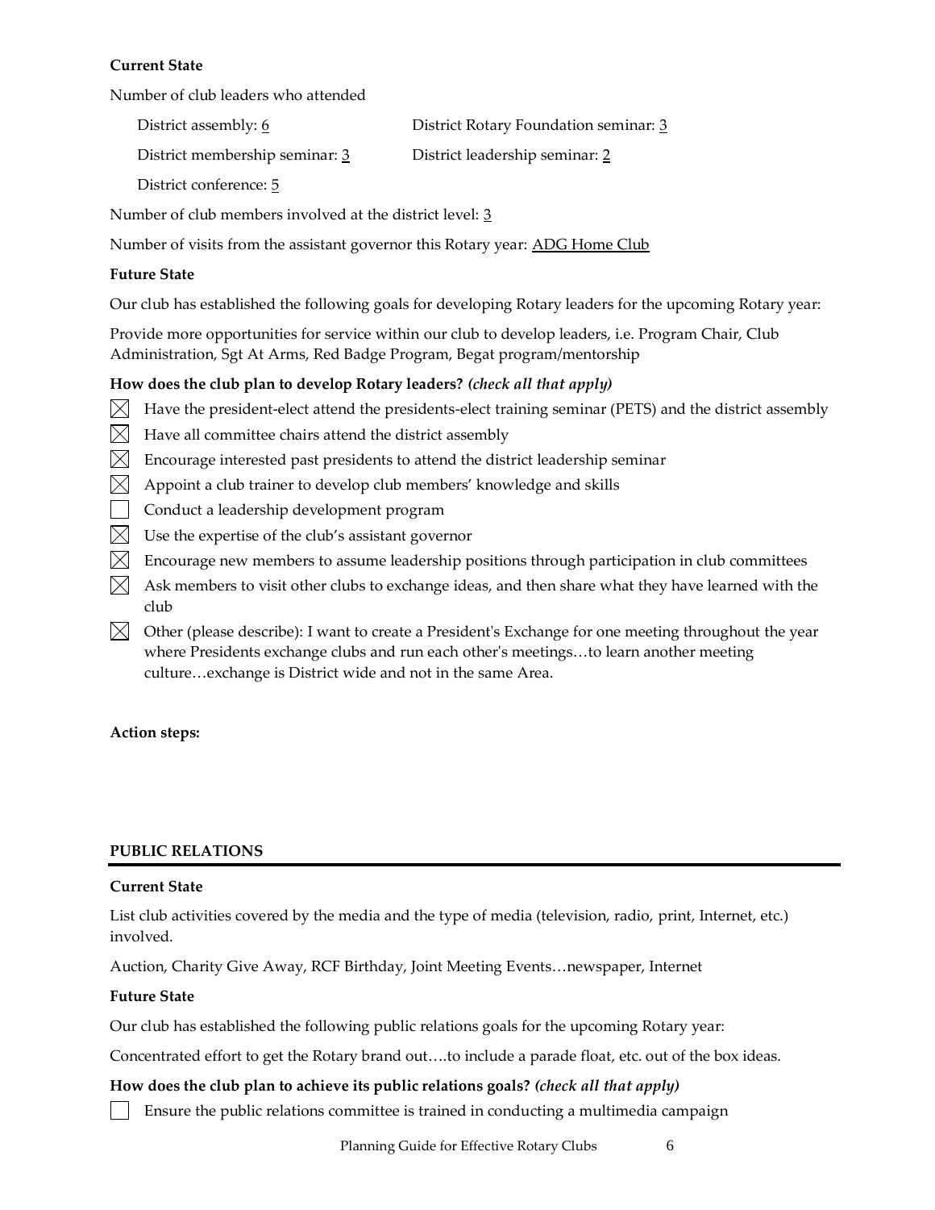**Current State**

Number of club leaders who attended

District assembly: 6

District Rotary Foundation seminar: 3

District membership seminar: 3

District leadership seminar: 2

District conference: 5

Number of club members involved at the district level: 3

Number of visits from the assistant governor this Rotary year: ADG Home Club

**Future State**

Our club has established the following goals for developing Rotary leaders for the upcoming Rotary year:

Provide more opportunities for service within our club to develop leaders, i.e. Program Chair, Club Administration, Sgt At Arms, Red Badge Program, Begat program/mentorship

**How does the club plan to develop Rotary leaders?** ***(check all that apply)***

- [x] Have the president-elect attend the presidents-elect training seminar (PETS) and the district assembly
- [x] Have all committee chairs attend the district assembly
- [x] Encourage interested past presidents to attend the district leadership seminar
- [x] Appoint a club trainer to develop club members' knowledge and skills
- [ ] Conduct a leadership development program
- [x] Use the expertise of the club's assistant governor
- [x] Encourage new members to assume leadership positions through participation in club committees
- [x] Ask members to visit other clubs to exchange ideas, and then share what they have learned with the club
- [x] Other (please describe): I want to create a President's Exchange for one meeting throughout the year where Presidents exchange clubs and run each other's meetings…to learn another meeting culture…exchange is District wide and not in the same Area.

**Action steps:**

## PUBLIC RELATIONS

**Current State**

List club activities covered by the media and the type of media (television, radio, print, Internet, etc.) involved.

Auction, Charity Give Away, RCF Birthday, Joint Meeting Events…newspaper, Internet

**Future State**

Our club has established the following public relations goals for the upcoming Rotary year:

Concentrated effort to get the Rotary brand out….to include a parade float, etc. out of the box ideas.

**How does the club plan to achieve its public relations goals?** ***(check all that apply)***

- [ ] Ensure the public relations committee is trained in conducting a multimedia campaign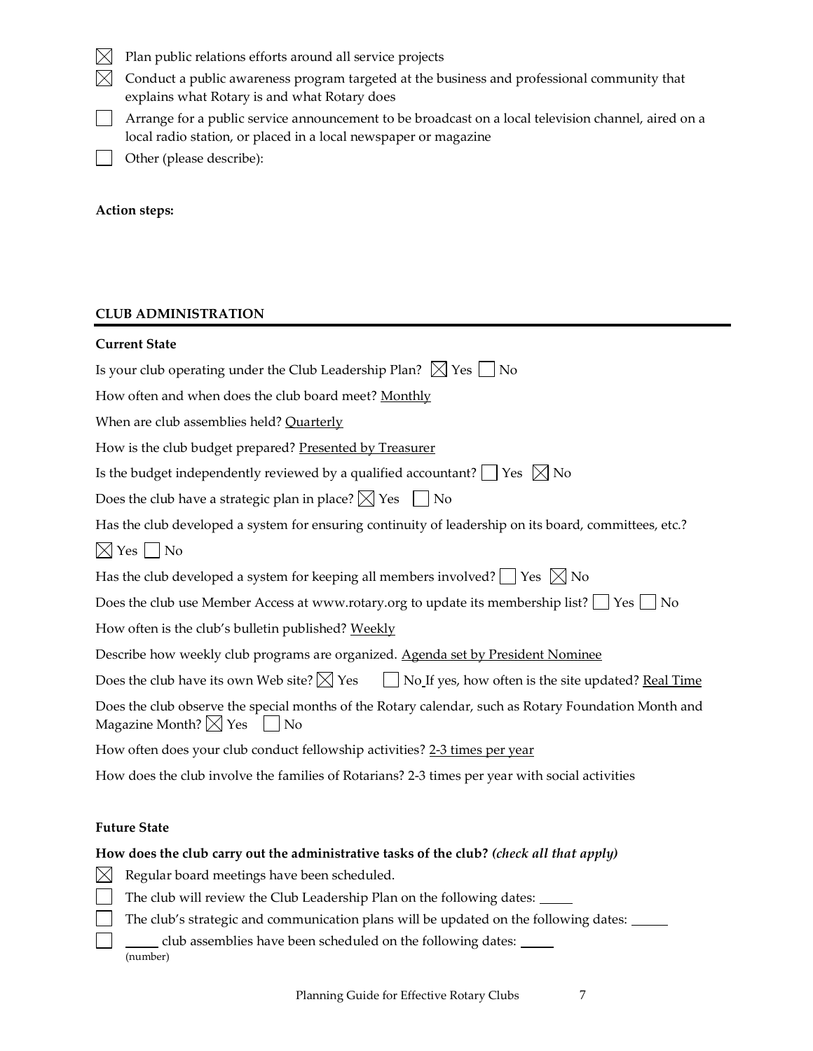- [x] Plan public relations efforts around all service projects
- [x] Conduct a public awareness program targeted at the business and professional community that explains what Rotary is and what Rotary does
- [ ] Arrange for a public service announcement to be broadcast on a local television channel, aired on a local radio station, or placed in a local newspaper or magazine
- [ ] Other (please describe):

**Action steps:**

## CLUB ADMINISTRATION

**Current State**

Is your club operating under the Club Leadership Plan? [x] Yes [ ] No

How often and when does the club board meet? Monthly

When are club assemblies held? Quarterly

How is the club budget prepared? Presented by Treasurer

Is the budget independently reviewed by a qualified accountant? [ ] Yes [x] No

Does the club have a strategic plan in place? [x] Yes [ ] No

Has the club developed a system for ensuring continuity of leadership on its board, committees, etc.?

[x] Yes [ ] No

Has the club developed a system for keeping all members involved? [ ] Yes [x] No

Does the club use Member Access at www.rotary.org to update its membership list? [ ] Yes [ ] No

How often is the club's bulletin published? Weekly

Describe how weekly club programs are organized. Agenda set by President Nominee

Does the club have its own Web site? [x] Yes [ ] No If yes, how often is the site updated? Real Time

Does the club observe the special months of the Rotary calendar, such as Rotary Foundation Month and Magazine Month? [x] Yes [ ] No

How often does your club conduct fellowship activities? 2-3 times per year

How does the club involve the families of Rotarians? 2-3 times per year with social activities

**Future State**

**How does the club carry out the administrative tasks of the club?** ***(check all that apply)***

- [x] Regular board meetings have been scheduled.
- [ ] The club will review the Club Leadership Plan on the following dates: _____
- [ ] The club's strategic and communication plans will be updated on the following dates: _____
- [ ] _____ (number) club assemblies have been scheduled on the following dates: _____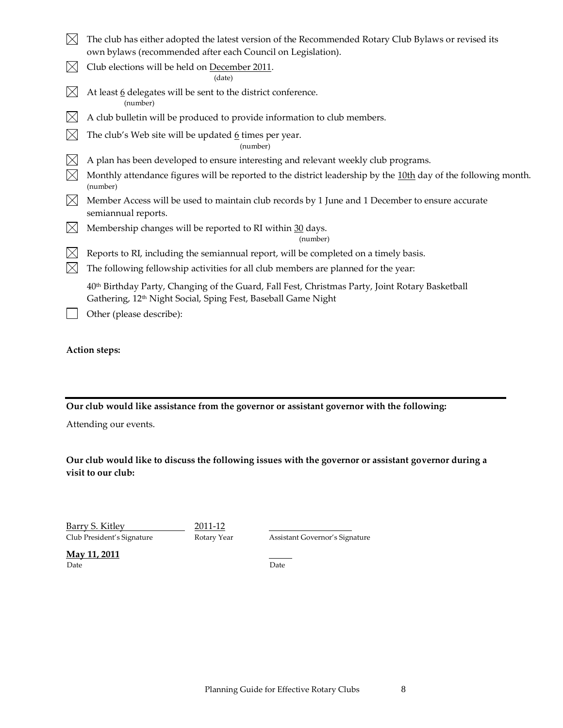- [x] The club has either adopted the latest version of the Recommended Rotary Club Bylaws or revised its own bylaws (recommended after each Council on Legislation).
- [x] Club elections will be held on December 2011. (date)
- [x] At least 6 delegates will be sent to the district conference. (number)
- [x] A club bulletin will be produced to provide information to club members.
- [x] The club's Web site will be updated 6 times per year. (number)
- [x] A plan has been developed to ensure interesting and relevant weekly club programs.
- [x] Monthly attendance figures will be reported to the district leadership by the 10th day of the following month. (number)
- [x] Member Access will be used to maintain club records by 1 June and 1 December to ensure accurate semiannual reports.
- [x] Membership changes will be reported to RI within 30 days. (number)
- [x] Reports to RI, including the semiannual report, will be completed on a timely basis.
- [x] The following fellowship activities for all club members are planned for the year:

  40th Birthday Party, Changing of the Guard, Fall Fest, Christmas Party, Joint Rotary Basketball Gathering, 12th Night Social, Sping Fest, Baseball Game Night
- [ ] Other (please describe):

**Action steps:**

---

**Our club would like assistance from the governor or assistant governor with the following:**

Attending our events.

**Our club would like to discuss the following issues with the governor or assistant governor during a visit to our club:**

| Barry S. Kitley | 2011-12 | ______________ |
|---|---|---|
| Club President's Signature | Rotary Year | Assistant Governor's Signature |
| **May 11, 2011** | | ______ |
| Date | | Date |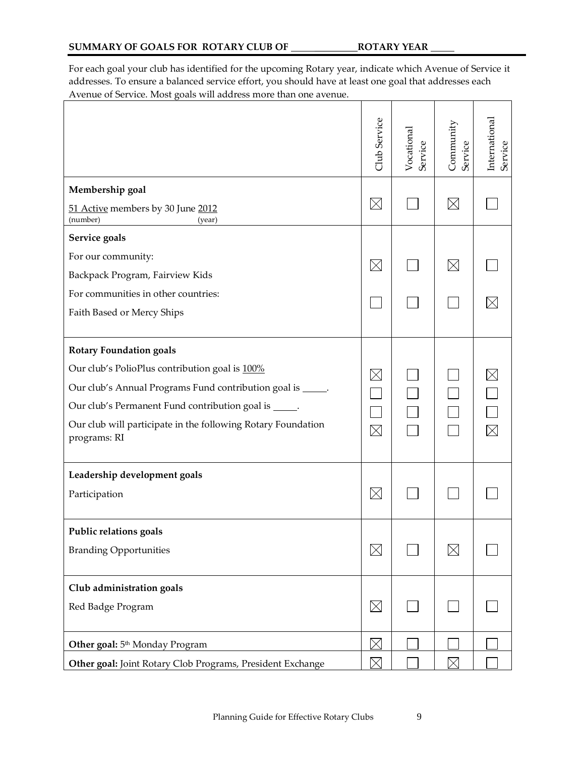**SUMMARY OF GOALS FOR ROTARY CLUB OF \_\_\_\_\_\_\_\_\_\_\_\_\_\_ROTARY YEAR \_\_\_\_\_**

For each goal your club has identified for the upcoming Rotary year, indicate which Avenue of Service it addresses. To ensure a balanced service effort, you should have at least one goal that addresses each Avenue of Service. Most goals will address more than one avenue.

| | Club Service | Vocational Service | Community Service | International Service |
|---|---|---|---|---|
| **Membership goal**<br>51 Active members by 30 June 2012<br>(number) (year) | ☒ | ☐ | ☒ | ☐ |
| **Service goals**<br>For our community:<br>Backpack Program, Fairview Kids | ☒ | ☐ | ☒ | ☐ |
| For communities in other countries:<br>Faith Based or Mercy Ships | ☐ | ☐ | ☐ | ☒ |
| **Rotary Foundation goals**<br>Our club's PolioPlus contribution goal is 100% | ☒ | ☐ | ☐ | ☒ |
| Our club's Annual Programs Fund contribution goal is \_\_\_\_\_. | ☐ | ☐ | ☐ | ☐ |
| Our club's Permanent Fund contribution goal is \_\_\_\_\_. | ☐ | ☐ | ☐ | ☐ |
| Our club will participate in the following Rotary Foundation programs: RI | ☒ | ☐ | ☐ | ☒ |
| **Leadership development goals**<br>Participation | ☒ | ☐ | ☐ | ☐ |
| **Public relations goals**<br>Branding Opportunities | ☒ | ☐ | ☒ | ☐ |
| **Club administration goals**<br>Red Badge Program | ☒ | ☐ | ☐ | ☐ |
| **Other goal:** 5th Monday Program | ☒ | ☐ | ☐ | ☐ |
| **Other goal:** Joint Rotary Clob Programs, President Exchange | ☒ | ☐ | ☒ | ☐ |

Planning Guide for Effective Rotary Clubs